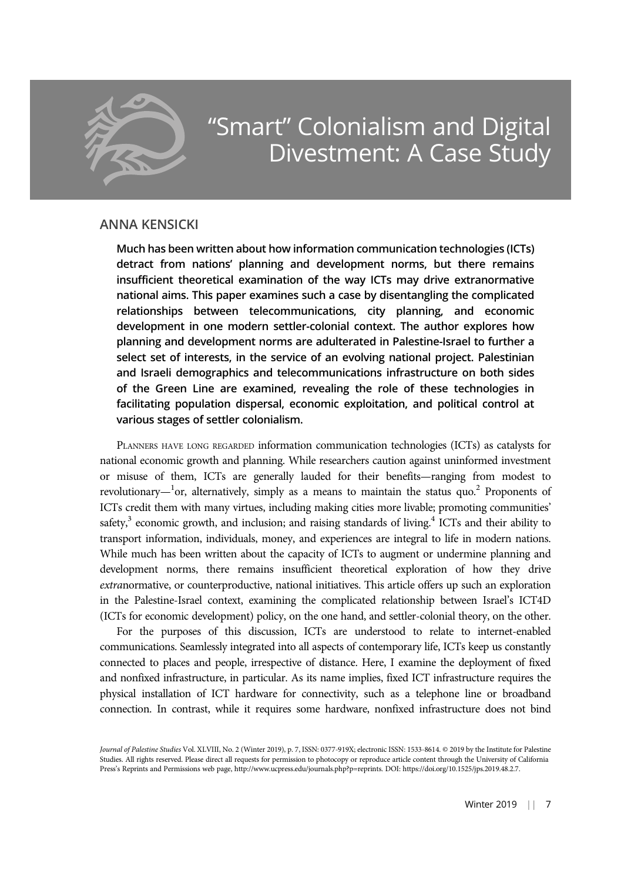# "Smart" Colonialism and Digital Divestment: A Case Study

## ANNA KENSICKI

**Much has been written about how information communication technologies (ICTs) detract from nations' planning and development norms, but there remains insufficient theoretical examination of the way ICTs may drive extranormative national aims. This paper examines such a case by disentangling the complicated relationships between telecommunications, city planning, and economic development in one modern settler-colonial context. The author explores how planning and development norms are adulterated in Palestine-Israel to further a select set of interests, in the service of an evolving national project. Palestinian and Israeli demographics and telecommunications infrastructure on both sides of the Green Line are examined, revealing the role of these technologies in facilitating population dispersal, economic exploitation, and political control at various stages of settler colonialism.**

PLANNERS HAVE LONG REGARDED information communication technologies (ICTs) as catalysts for national economic growth and planning. While researchers caution against uninformed investment or misuse of them, ICTs are generally lauded for their benefits—ranging from modest to revolutionary—[1]or, alternatively, simply as a means to maintain the status quo.[2] Proponents of ICTs credit them with many virtues, including making cities more livable; promoting communities' safety,[3] economic growth, and inclusion; and raising standards of living.[4] ICTs and their ability to transport information, individuals, money, and experiences are integral to life in modern nations. While much has been written about the capacity of ICTs to augment or undermine planning and development norms, there remains insufficient theoretical exploration of how they drive *extra*normative, or counterproductive, national initiatives. This article offers up such an exploration in the Palestine-Israel context, examining the complicated relationship between Israel's ICT4D (ICTs for economic development) policy, on the one hand, and settler-colonial theory, on the other.

For the purposes of this discussion, ICTs are understood to relate to internet-enabled communications. Seamlessly integrated into all aspects of contemporary life, ICTs keep us constantly connected to places and people, irrespective of distance. Here, I examine the deployment of fixed and nonfixed infrastructure, in particular. As its name implies, fixed ICT infrastructure requires the physical installation of ICT hardware for connectivity, such as a telephone line or broadband connection. In contrast, while it requires some hardware, nonfixed infrastructure does not bind

*Journal of Palestine Studies* Vol. XLVIII, No. 2 (Winter 2019), p. 7, ISSN: 0377-919X; electronic ISSN: 1533-8614. © 2019 by the Institute for Palestine Studies. All rights reserved. Please direct all requests for permission to photocopy or reproduce article content through the University of California Press's Reprints and Permissions web page, http://www.ucpress.edu/journals.php?p=reprints. DOI: https://doi.org/10.1525/jps.2019.48.2.7.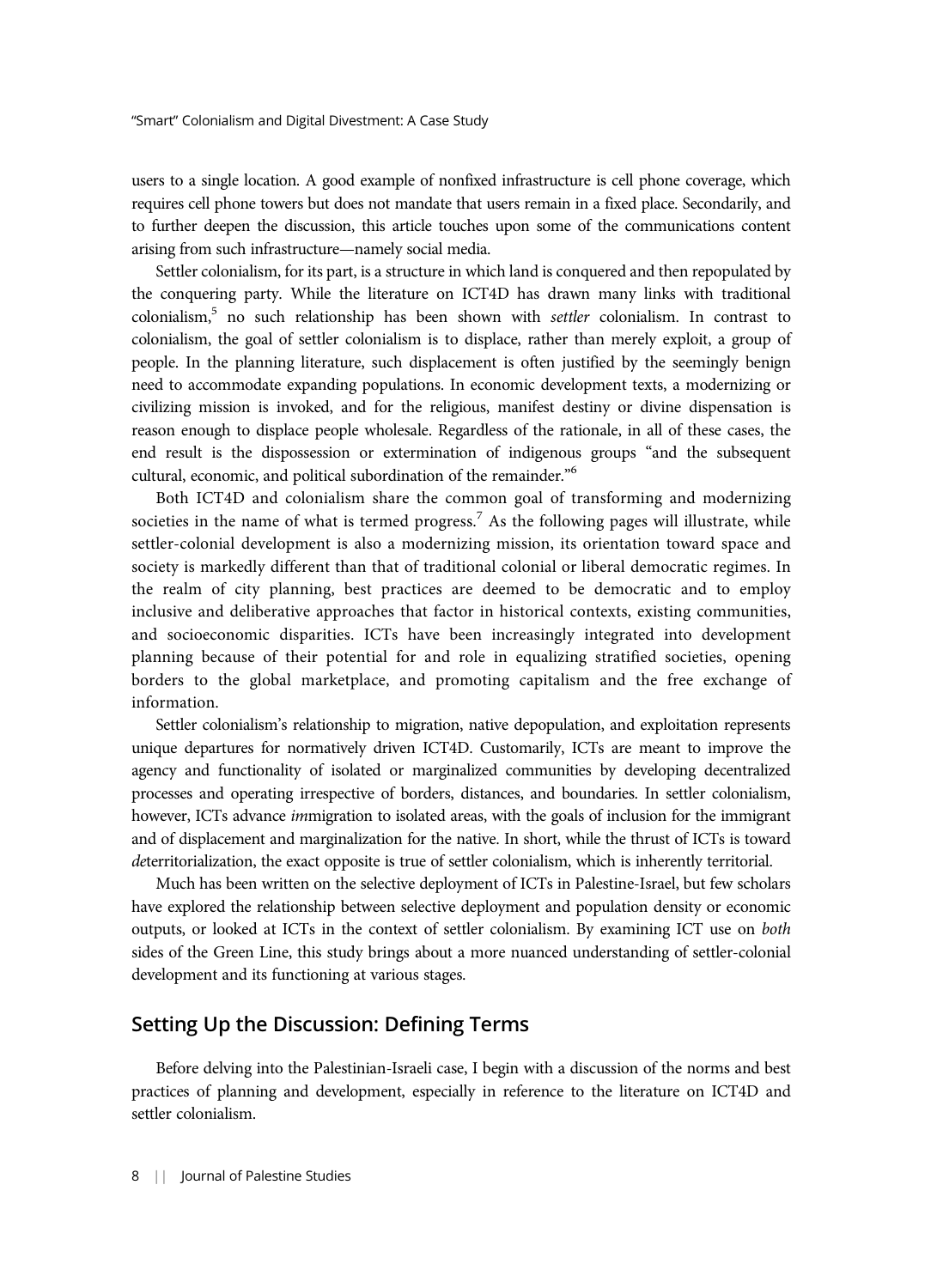users to a single location. A good example of nonfixed infrastructure is cell phone coverage, which requires cell phone towers but does not mandate that users remain in a fixed place. Secondarily, and to further deepen the discussion, this article touches upon some of the communications content arising from such infrastructure—namely social media.

Settler colonialism, for its part, is a structure in which land is conquered and then repopulated by the conquering party. While the literature on ICT4D has drawn many links with traditional colonialism,[5] no such relationship has been shown with *settler* colonialism. In contrast to colonialism, the goal of settler colonialism is to displace, rather than merely exploit, a group of people. In the planning literature, such displacement is often justified by the seemingly benign need to accommodate expanding populations. In economic development texts, a modernizing or civilizing mission is invoked, and for the religious, manifest destiny or divine dispensation is reason enough to displace people wholesale. Regardless of the rationale, in all of these cases, the end result is the dispossession or extermination of indigenous groups "and the subsequent cultural, economic, and political subordination of the remainder."[6]

Both ICT4D and colonialism share the common goal of transforming and modernizing societies in the name of what is termed progress.[7] As the following pages will illustrate, while settler-colonial development is also a modernizing mission, its orientation toward space and society is markedly different than that of traditional colonial or liberal democratic regimes. In the realm of city planning, best practices are deemed to be democratic and to employ inclusive and deliberative approaches that factor in historical contexts, existing communities, and socioeconomic disparities. ICTs have been increasingly integrated into development planning because of their potential for and role in equalizing stratified societies, opening borders to the global marketplace, and promoting capitalism and the free exchange of information.

Settler colonialism's relationship to migration, native depopulation, and exploitation represents unique departures for normatively driven ICT4D. Customarily, ICTs are meant to improve the agency and functionality of isolated or marginalized communities by developing decentralized processes and operating irrespective of borders, distances, and boundaries. In settler colonialism, however, ICTs advance *im*migration to isolated areas, with the goals of inclusion for the immigrant and of displacement and marginalization for the native. In short, while the thrust of ICTs is toward *de*territorialization, the exact opposite is true of settler colonialism, which is inherently territorial.

Much has been written on the selective deployment of ICTs in Palestine-Israel, but few scholars have explored the relationship between selective deployment and population density or economic outputs, or looked at ICTs in the context of settler colonialism. By examining ICT use on *both* sides of the Green Line, this study brings about a more nuanced understanding of settler-colonial development and its functioning at various stages.

## Setting Up the Discussion: Defining Terms

Before delving into the Palestinian-Israeli case, I begin with a discussion of the norms and best practices of planning and development, especially in reference to the literature on ICT4D and settler colonialism.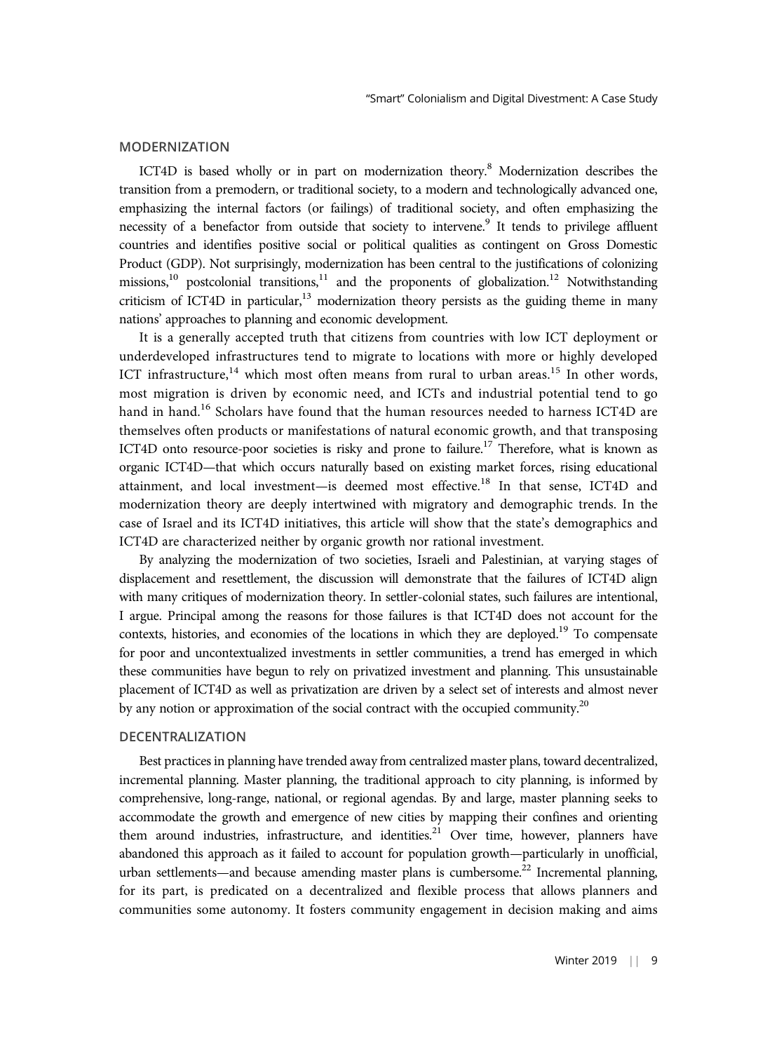## MODERNIZATION

ICT4D is based wholly or in part on modernization theory.[8] Modernization describes the transition from a premodern, or traditional society, to a modern and technologically advanced one, emphasizing the internal factors (or failings) of traditional society, and often emphasizing the necessity of a benefactor from outside that society to intervene.[9] It tends to privilege affluent countries and identifies positive social or political qualities as contingent on Gross Domestic Product (GDP). Not surprisingly, modernization has been central to the justifications of colonizing missions,[10] postcolonial transitions,[11] and the proponents of globalization.[12] Notwithstanding criticism of ICT4D in particular,[13] modernization theory persists as the guiding theme in many nations' approaches to planning and economic development.

It is a generally accepted truth that citizens from countries with low ICT deployment or underdeveloped infrastructures tend to migrate to locations with more or highly developed ICT infrastructure,[14] which most often means from rural to urban areas.[15] In other words, most migration is driven by economic need, and ICTs and industrial potential tend to go hand in hand.[16] Scholars have found that the human resources needed to harness ICT4D are themselves often products or manifestations of natural economic growth, and that transposing ICT4D onto resource-poor societies is risky and prone to failure.[17] Therefore, what is known as organic ICT4D—that which occurs naturally based on existing market forces, rising educational attainment, and local investment—is deemed most effective.[18] In that sense, ICT4D and modernization theory are deeply intertwined with migratory and demographic trends. In the case of Israel and its ICT4D initiatives, this article will show that the state's demographics and ICT4D are characterized neither by organic growth nor rational investment.

By analyzing the modernization of two societies, Israeli and Palestinian, at varying stages of displacement and resettlement, the discussion will demonstrate that the failures of ICT4D align with many critiques of modernization theory. In settler-colonial states, such failures are intentional, I argue. Principal among the reasons for those failures is that ICT4D does not account for the contexts, histories, and economies of the locations in which they are deployed.[19] To compensate for poor and uncontextualized investments in settler communities, a trend has emerged in which these communities have begun to rely on privatized investment and planning. This unsustainable placement of ICT4D as well as privatization are driven by a select set of interests and almost never by any notion or approximation of the social contract with the occupied community.[20]

## DECENTRALIZATION

Best practices in planning have trended away from centralized master plans, toward decentralized, incremental planning. Master planning, the traditional approach to city planning, is informed by comprehensive, long-range, national, or regional agendas. By and large, master planning seeks to accommodate the growth and emergence of new cities by mapping their confines and orienting them around industries, infrastructure, and identities.[21] Over time, however, planners have abandoned this approach as it failed to account for population growth—particularly in unofficial, urban settlements—and because amending master plans is cumbersome.[22] Incremental planning, for its part, is predicated on a decentralized and flexible process that allows planners and communities some autonomy. It fosters community engagement in decision making and aims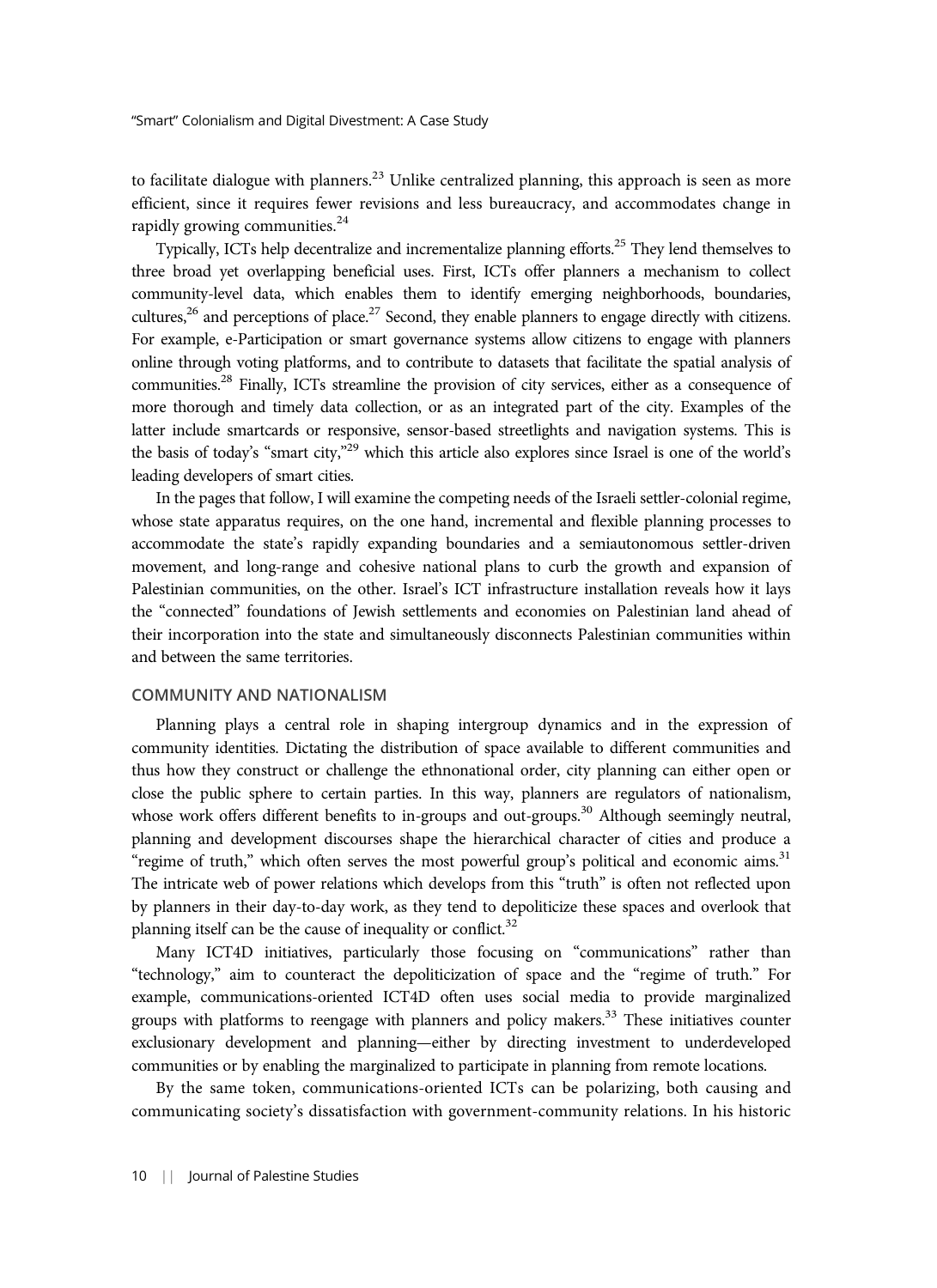to facilitate dialogue with planners.[23] Unlike centralized planning, this approach is seen as more efficient, since it requires fewer revisions and less bureaucracy, and accommodates change in rapidly growing communities.[24]

Typically, ICTs help decentralize and incrementalize planning efforts.[25] They lend themselves to three broad yet overlapping beneficial uses. First, ICTs offer planners a mechanism to collect community-level data, which enables them to identify emerging neighborhoods, boundaries, cultures,[26] and perceptions of place.[27] Second, they enable planners to engage directly with citizens. For example, e-Participation or smart governance systems allow citizens to engage with planners online through voting platforms, and to contribute to datasets that facilitate the spatial analysis of communities.[28] Finally, ICTs streamline the provision of city services, either as a consequence of more thorough and timely data collection, or as an integrated part of the city. Examples of the latter include smartcards or responsive, sensor-based streetlights and navigation systems. This is the basis of today's "smart city,"[29] which this article also explores since Israel is one of the world's leading developers of smart cities.

In the pages that follow, I will examine the competing needs of the Israeli settler-colonial regime, whose state apparatus requires, on the one hand, incremental and flexible planning processes to accommodate the state's rapidly expanding boundaries and a semiautonomous settler-driven movement, and long-range and cohesive national plans to curb the growth and expansion of Palestinian communities, on the other. Israel's ICT infrastructure installation reveals how it lays the "connected" foundations of Jewish settlements and economies on Palestinian land ahead of their incorporation into the state and simultaneously disconnects Palestinian communities within and between the same territories.

## COMMUNITY AND NATIONALISM

Planning plays a central role in shaping intergroup dynamics and in the expression of community identities. Dictating the distribution of space available to different communities and thus how they construct or challenge the ethnonational order, city planning can either open or close the public sphere to certain parties. In this way, planners are regulators of nationalism, whose work offers different benefits to in-groups and out-groups.[30] Although seemingly neutral, planning and development discourses shape the hierarchical character of cities and produce a "regime of truth," which often serves the most powerful group's political and economic aims.[31] The intricate web of power relations which develops from this "truth" is often not reflected upon by planners in their day-to-day work, as they tend to depoliticize these spaces and overlook that planning itself can be the cause of inequality or conflict.[32]

Many ICT4D initiatives, particularly those focusing on "communications" rather than "technology," aim to counteract the depoliticization of space and the "regime of truth." For example, communications-oriented ICT4D often uses social media to provide marginalized groups with platforms to reengage with planners and policy makers.[33] These initiatives counter exclusionary development and planning—either by directing investment to underdeveloped communities or by enabling the marginalized to participate in planning from remote locations.

By the same token, communications-oriented ICTs can be polarizing, both causing and communicating society's dissatisfaction with government-community relations. In his historic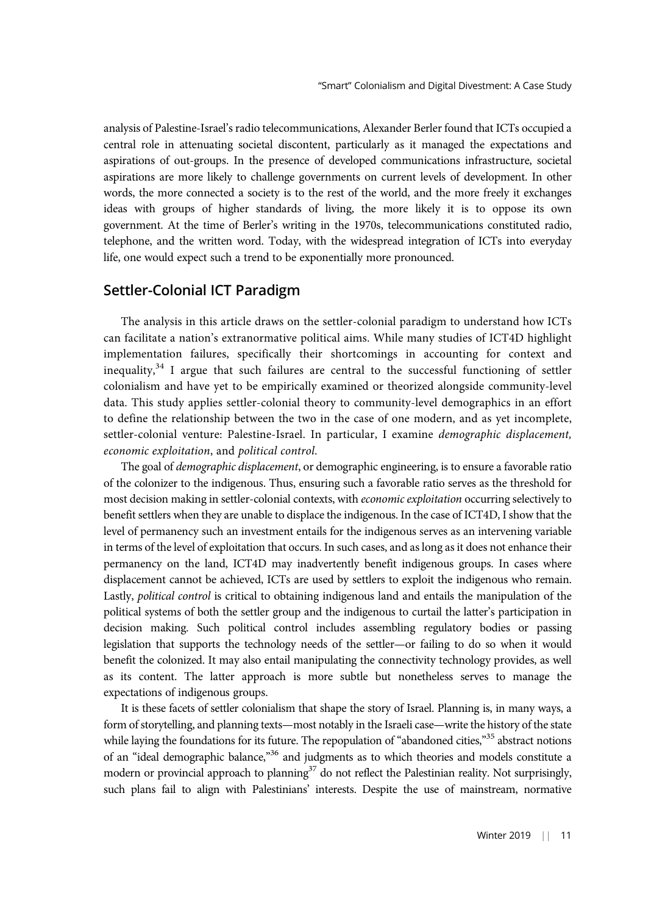analysis of Palestine-Israel's radio telecommunications, Alexander Berler found that ICTs occupied a central role in attenuating societal discontent, particularly as it managed the expectations and aspirations of out-groups. In the presence of developed communications infrastructure, societal aspirations are more likely to challenge governments on current levels of development. In other words, the more connected a society is to the rest of the world, and the more freely it exchanges ideas with groups of higher standards of living, the more likely it is to oppose its own government. At the time of Berler's writing in the 1970s, telecommunications constituted radio, telephone, and the written word. Today, with the widespread integration of ICTs into everyday life, one would expect such a trend to be exponentially more pronounced.

## Settler-Colonial ICT Paradigm

The analysis in this article draws on the settler-colonial paradigm to understand how ICTs can facilitate a nation's extranormative political aims. While many studies of ICT4D highlight implementation failures, specifically their shortcomings in accounting for context and inequality,[34] I argue that such failures are central to the successful functioning of settler colonialism and have yet to be empirically examined or theorized alongside community-level data. This study applies settler-colonial theory to community-level demographics in an effort to define the relationship between the two in the case of one modern, and as yet incomplete, settler-colonial venture: Palestine-Israel. In particular, I examine *demographic displacement, economic exploitation*, and *political control*.

The goal of *demographic displacement*, or demographic engineering, is to ensure a favorable ratio of the colonizer to the indigenous. Thus, ensuring such a favorable ratio serves as the threshold for most decision making in settler-colonial contexts, with *economic exploitation* occurring selectively to benefit settlers when they are unable to displace the indigenous. In the case of ICT4D, I show that the level of permanency such an investment entails for the indigenous serves as an intervening variable in terms of the level of exploitation that occurs. In such cases, and as long as it does not enhance their permanency on the land, ICT4D may inadvertently benefit indigenous groups. In cases where displacement cannot be achieved, ICTs are used by settlers to exploit the indigenous who remain. Lastly, *political control* is critical to obtaining indigenous land and entails the manipulation of the political systems of both the settler group and the indigenous to curtail the latter's participation in decision making. Such political control includes assembling regulatory bodies or passing legislation that supports the technology needs of the settler—or failing to do so when it would benefit the colonized. It may also entail manipulating the connectivity technology provides, as well as its content. The latter approach is more subtle but nonetheless serves to manage the expectations of indigenous groups.

It is these facets of settler colonialism that shape the story of Israel. Planning is, in many ways, a form of storytelling, and planning texts—most notably in the Israeli case—write the history of the state while laying the foundations for its future. The repopulation of "abandoned cities,"[35] abstract notions of an "ideal demographic balance,"[36] and judgments as to which theories and models constitute a modern or provincial approach to planning[37] do not reflect the Palestinian reality. Not surprisingly, such plans fail to align with Palestinians' interests. Despite the use of mainstream, normative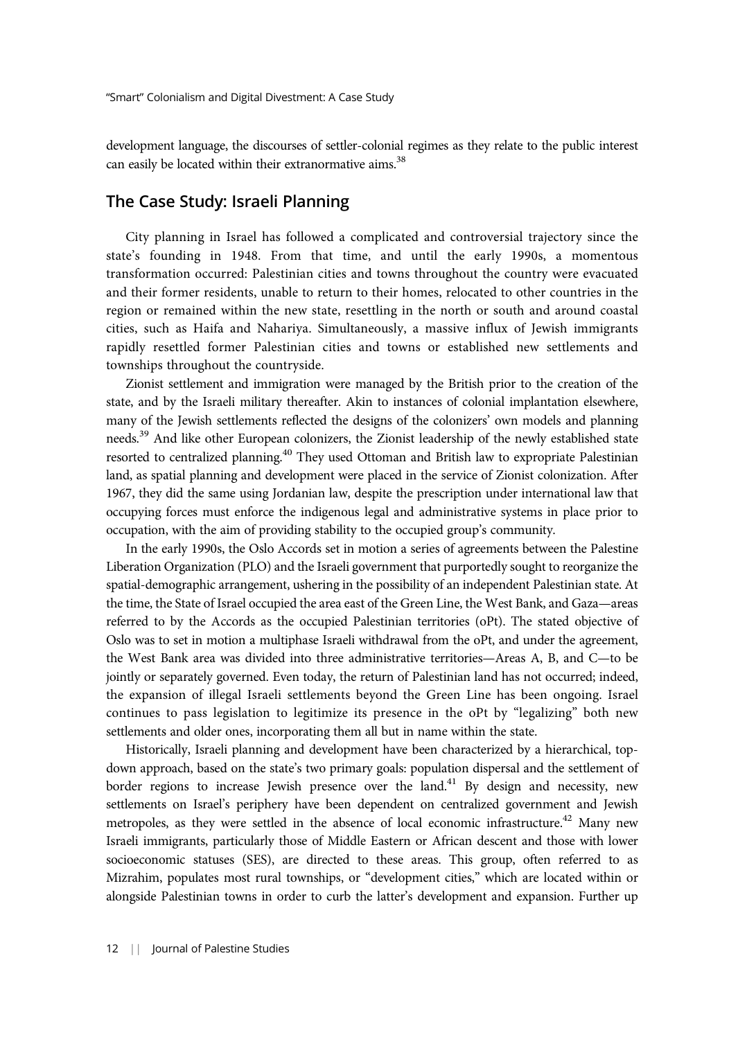development language, the discourses of settler-colonial regimes as they relate to the public interest can easily be located within their extranormative aims.[38]

## The Case Study: Israeli Planning

City planning in Israel has followed a complicated and controversial trajectory since the state's founding in 1948. From that time, and until the early 1990s, a momentous transformation occurred: Palestinian cities and towns throughout the country were evacuated and their former residents, unable to return to their homes, relocated to other countries in the region or remained within the new state, resettling in the north or south and around coastal cities, such as Haifa and Nahariya. Simultaneously, a massive influx of Jewish immigrants rapidly resettled former Palestinian cities and towns or established new settlements and townships throughout the countryside.

Zionist settlement and immigration were managed by the British prior to the creation of the state, and by the Israeli military thereafter. Akin to instances of colonial implantation elsewhere, many of the Jewish settlements reflected the designs of the colonizers' own models and planning needs.[39] And like other European colonizers, the Zionist leadership of the newly established state resorted to centralized planning.[40] They used Ottoman and British law to expropriate Palestinian land, as spatial planning and development were placed in the service of Zionist colonization. After 1967, they did the same using Jordanian law, despite the prescription under international law that occupying forces must enforce the indigenous legal and administrative systems in place prior to occupation, with the aim of providing stability to the occupied group's community.

In the early 1990s, the Oslo Accords set in motion a series of agreements between the Palestine Liberation Organization (PLO) and the Israeli government that purportedly sought to reorganize the spatial-demographic arrangement, ushering in the possibility of an independent Palestinian state. At the time, the State of Israel occupied the area east of the Green Line, the West Bank, and Gaza—areas referred to by the Accords as the occupied Palestinian territories (oPt). The stated objective of Oslo was to set in motion a multiphase Israeli withdrawal from the oPt, and under the agreement, the West Bank area was divided into three administrative territories—Areas A, B, and C—to be jointly or separately governed. Even today, the return of Palestinian land has not occurred; indeed, the expansion of illegal Israeli settlements beyond the Green Line has been ongoing. Israel continues to pass legislation to legitimize its presence in the oPt by "legalizing" both new settlements and older ones, incorporating them all but in name within the state.

Historically, Israeli planning and development have been characterized by a hierarchical, top-down approach, based on the state's two primary goals: population dispersal and the settlement of border regions to increase Jewish presence over the land.[41] By design and necessity, new settlements on Israel's periphery have been dependent on centralized government and Jewish metropoles, as they were settled in the absence of local economic infrastructure.[42] Many new Israeli immigrants, particularly those of Middle Eastern or African descent and those with lower socioeconomic statuses (SES), are directed to these areas. This group, often referred to as Mizrahim, populates most rural townships, or "development cities," which are located within or alongside Palestinian towns in order to curb the latter's development and expansion. Further up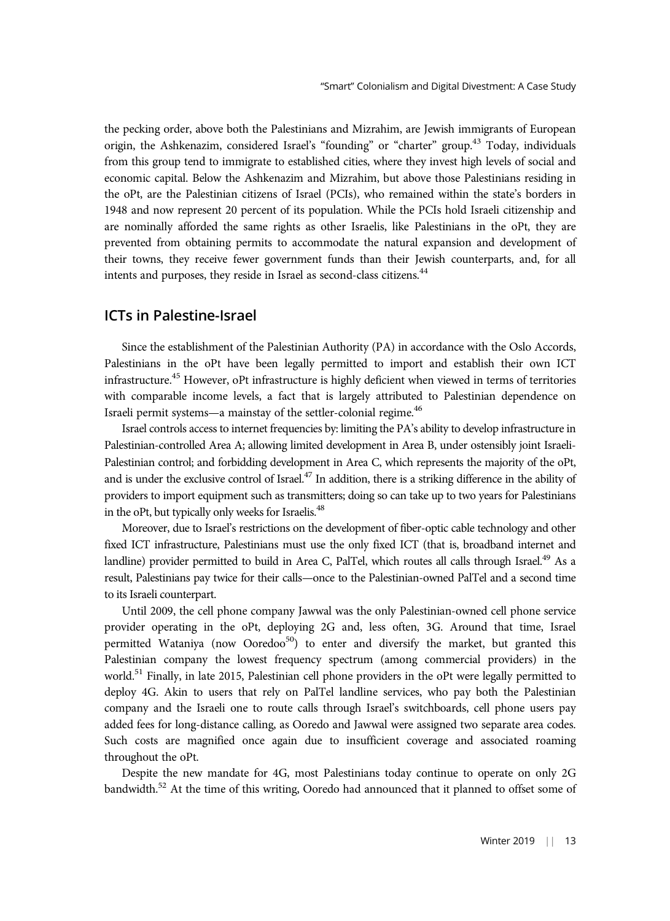the pecking order, above both the Palestinians and Mizrahim, are Jewish immigrants of European origin, the Ashkenazim, considered Israel's "founding" or "charter" group.[43] Today, individuals from this group tend to immigrate to established cities, where they invest high levels of social and economic capital. Below the Ashkenazim and Mizrahim, but above those Palestinians residing in the oPt, are the Palestinian citizens of Israel (PCIs), who remained within the state's borders in 1948 and now represent 20 percent of its population. While the PCIs hold Israeli citizenship and are nominally afforded the same rights as other Israelis, like Palestinians in the oPt, they are prevented from obtaining permits to accommodate the natural expansion and development of their towns, they receive fewer government funds than their Jewish counterparts, and, for all intents and purposes, they reside in Israel as second-class citizens.[44]

## ICTs in Palestine-Israel

Since the establishment of the Palestinian Authority (PA) in accordance with the Oslo Accords, Palestinians in the oPt have been legally permitted to import and establish their own ICT infrastructure.[45] However, oPt infrastructure is highly deficient when viewed in terms of territories with comparable income levels, a fact that is largely attributed to Palestinian dependence on Israeli permit systems—a mainstay of the settler-colonial regime.[46]

Israel controls access to internet frequencies by: limiting the PA's ability to develop infrastructure in Palestinian-controlled Area A; allowing limited development in Area B, under ostensibly joint Israeli-Palestinian control; and forbidding development in Area C, which represents the majority of the oPt, and is under the exclusive control of Israel.[47] In addition, there is a striking difference in the ability of providers to import equipment such as transmitters; doing so can take up to two years for Palestinians in the oPt, but typically only weeks for Israelis.[48]

Moreover, due to Israel's restrictions on the development of fiber-optic cable technology and other fixed ICT infrastructure, Palestinians must use the only fixed ICT (that is, broadband internet and landline) provider permitted to build in Area C, PalTel, which routes all calls through Israel.[49] As a result, Palestinians pay twice for their calls—once to the Palestinian-owned PalTel and a second time to its Israeli counterpart.

Until 2009, the cell phone company Jawwal was the only Palestinian-owned cell phone service provider operating in the oPt, deploying 2G and, less often, 3G. Around that time, Israel permitted Wataniya (now Ooredoo[50]) to enter and diversify the market, but granted this Palestinian company the lowest frequency spectrum (among commercial providers) in the world.[51] Finally, in late 2015, Palestinian cell phone providers in the oPt were legally permitted to deploy 4G. Akin to users that rely on PalTel landline services, who pay both the Palestinian company and the Israeli one to route calls through Israel's switchboards, cell phone users pay added fees for long-distance calling, as Ooredo and Jawwal were assigned two separate area codes. Such costs are magnified once again due to insufficient coverage and associated roaming throughout the oPt.

Despite the new mandate for 4G, most Palestinians today continue to operate on only 2G bandwidth.[52] At the time of this writing, Ooredo had announced that it planned to offset some of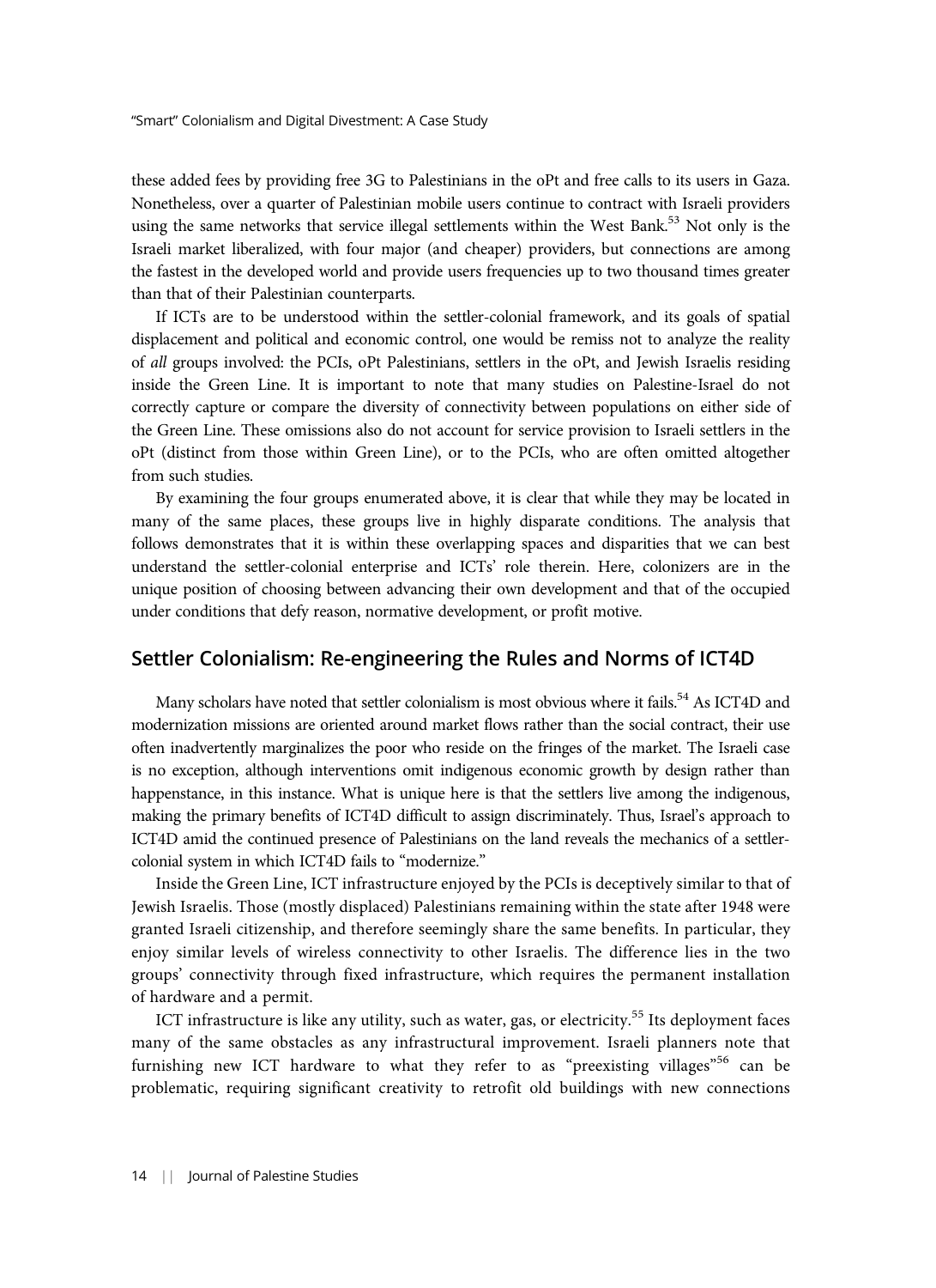these added fees by providing free 3G to Palestinians in the oPt and free calls to its users in Gaza. Nonetheless, over a quarter of Palestinian mobile users continue to contract with Israeli providers using the same networks that service illegal settlements within the West Bank.[53] Not only is the Israeli market liberalized, with four major (and cheaper) providers, but connections are among the fastest in the developed world and provide users frequencies up to two thousand times greater than that of their Palestinian counterparts.

If ICTs are to be understood within the settler-colonial framework, and its goals of spatial displacement and political and economic control, one would be remiss not to analyze the reality of *all* groups involved: the PCIs, oPt Palestinians, settlers in the oPt, and Jewish Israelis residing inside the Green Line. It is important to note that many studies on Palestine-Israel do not correctly capture or compare the diversity of connectivity between populations on either side of the Green Line. These omissions also do not account for service provision to Israeli settlers in the oPt (distinct from those within Green Line), or to the PCIs, who are often omitted altogether from such studies.

By examining the four groups enumerated above, it is clear that while they may be located in many of the same places, these groups live in highly disparate conditions. The analysis that follows demonstrates that it is within these overlapping spaces and disparities that we can best understand the settler-colonial enterprise and ICTs' role therein. Here, colonizers are in the unique position of choosing between advancing their own development and that of the occupied under conditions that defy reason, normative development, or profit motive.

## Settler Colonialism: Re-engineering the Rules and Norms of ICT4D

Many scholars have noted that settler colonialism is most obvious where it fails.[54] As ICT4D and modernization missions are oriented around market flows rather than the social contract, their use often inadvertently marginalizes the poor who reside on the fringes of the market. The Israeli case is no exception, although interventions omit indigenous economic growth by design rather than happenstance, in this instance. What is unique here is that the settlers live among the indigenous, making the primary benefits of ICT4D difficult to assign discriminately. Thus, Israel's approach to ICT4D amid the continued presence of Palestinians on the land reveals the mechanics of a settler-colonial system in which ICT4D fails to "modernize."

Inside the Green Line, ICT infrastructure enjoyed by the PCIs is deceptively similar to that of Jewish Israelis. Those (mostly displaced) Palestinians remaining within the state after 1948 were granted Israeli citizenship, and therefore seemingly share the same benefits. In particular, they enjoy similar levels of wireless connectivity to other Israelis. The difference lies in the two groups' connectivity through fixed infrastructure, which requires the permanent installation of hardware and a permit.

ICT infrastructure is like any utility, such as water, gas, or electricity.[55] Its deployment faces many of the same obstacles as any infrastructural improvement. Israeli planners note that furnishing new ICT hardware to what they refer to as "preexisting villages"[56] can be problematic, requiring significant creativity to retrofit old buildings with new connections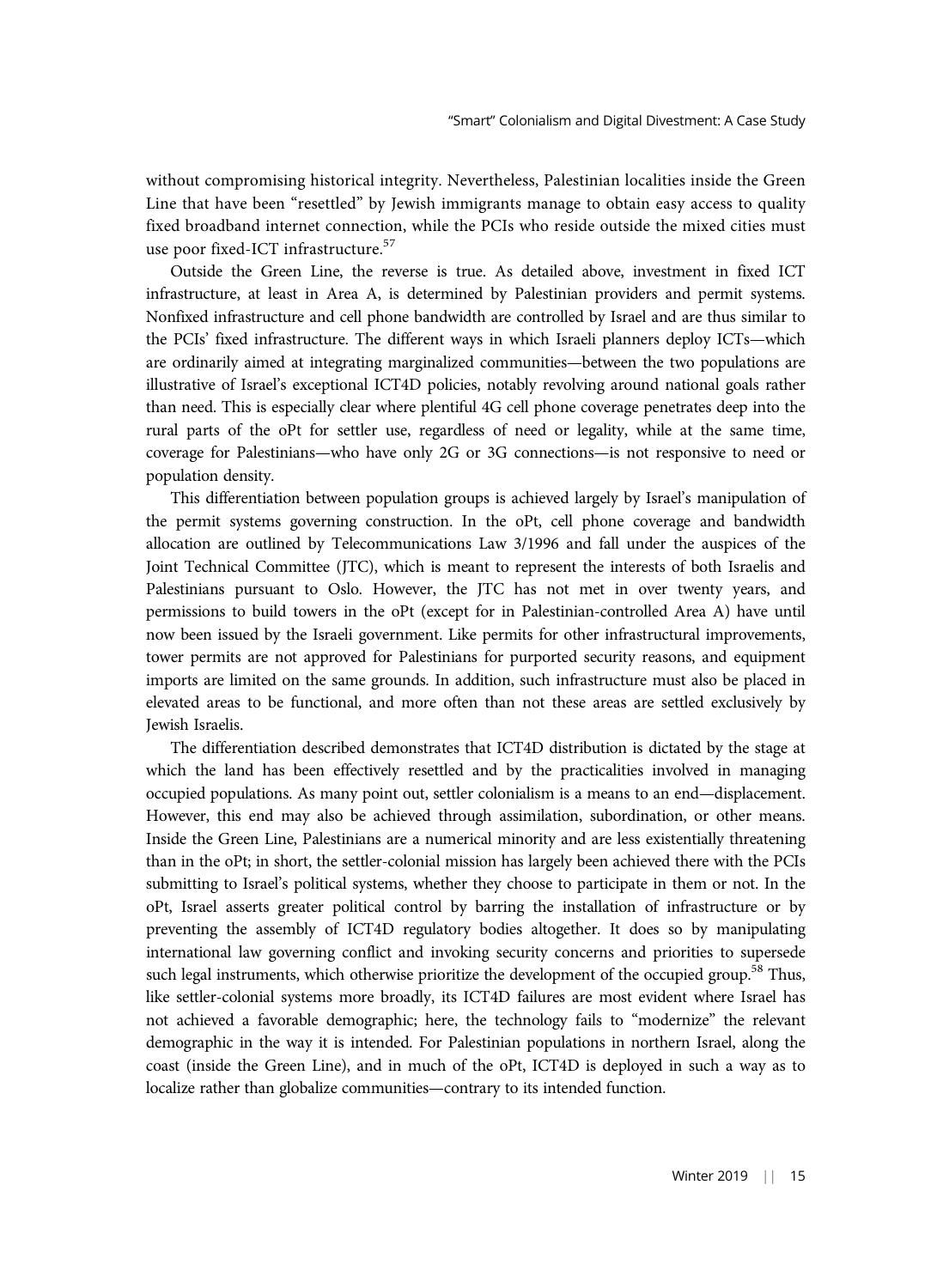without compromising historical integrity. Nevertheless, Palestinian localities inside the Green Line that have been "resettled" by Jewish immigrants manage to obtain easy access to quality fixed broadband internet connection, while the PCIs who reside outside the mixed cities must use poor fixed-ICT infrastructure.[57]

Outside the Green Line, the reverse is true. As detailed above, investment in fixed ICT infrastructure, at least in Area A, is determined by Palestinian providers and permit systems. Nonfixed infrastructure and cell phone bandwidth are controlled by Israel and are thus similar to the PCIs' fixed infrastructure. The different ways in which Israeli planners deploy ICTs—which are ordinarily aimed at integrating marginalized communities—between the two populations are illustrative of Israel's exceptional ICT4D policies, notably revolving around national goals rather than need. This is especially clear where plentiful 4G cell phone coverage penetrates deep into the rural parts of the oPt for settler use, regardless of need or legality, while at the same time, coverage for Palestinians—who have only 2G or 3G connections—is not responsive to need or population density.

This differentiation between population groups is achieved largely by Israel's manipulation of the permit systems governing construction. In the oPt, cell phone coverage and bandwidth allocation are outlined by Telecommunications Law 3/1996 and fall under the auspices of the Joint Technical Committee (JTC), which is meant to represent the interests of both Israelis and Palestinians pursuant to Oslo. However, the JTC has not met in over twenty years, and permissions to build towers in the oPt (except for in Palestinian-controlled Area A) have until now been issued by the Israeli government. Like permits for other infrastructural improvements, tower permits are not approved for Palestinians for purported security reasons, and equipment imports are limited on the same grounds. In addition, such infrastructure must also be placed in elevated areas to be functional, and more often than not these areas are settled exclusively by Jewish Israelis.

The differentiation described demonstrates that ICT4D distribution is dictated by the stage at which the land has been effectively resettled and by the practicalities involved in managing occupied populations. As many point out, settler colonialism is a means to an end—displacement. However, this end may also be achieved through assimilation, subordination, or other means. Inside the Green Line, Palestinians are a numerical minority and are less existentially threatening than in the oPt; in short, the settler-colonial mission has largely been achieved there with the PCIs submitting to Israel's political systems, whether they choose to participate in them or not. In the oPt, Israel asserts greater political control by barring the installation of infrastructure or by preventing the assembly of ICT4D regulatory bodies altogether. It does so by manipulating international law governing conflict and invoking security concerns and priorities to supersede such legal instruments, which otherwise prioritize the development of the occupied group.[58] Thus, like settler-colonial systems more broadly, its ICT4D failures are most evident where Israel has not achieved a favorable demographic; here, the technology fails to "modernize" the relevant demographic in the way it is intended. For Palestinian populations in northern Israel, along the coast (inside the Green Line), and in much of the oPt, ICT4D is deployed in such a way as to localize rather than globalize communities—contrary to its intended function.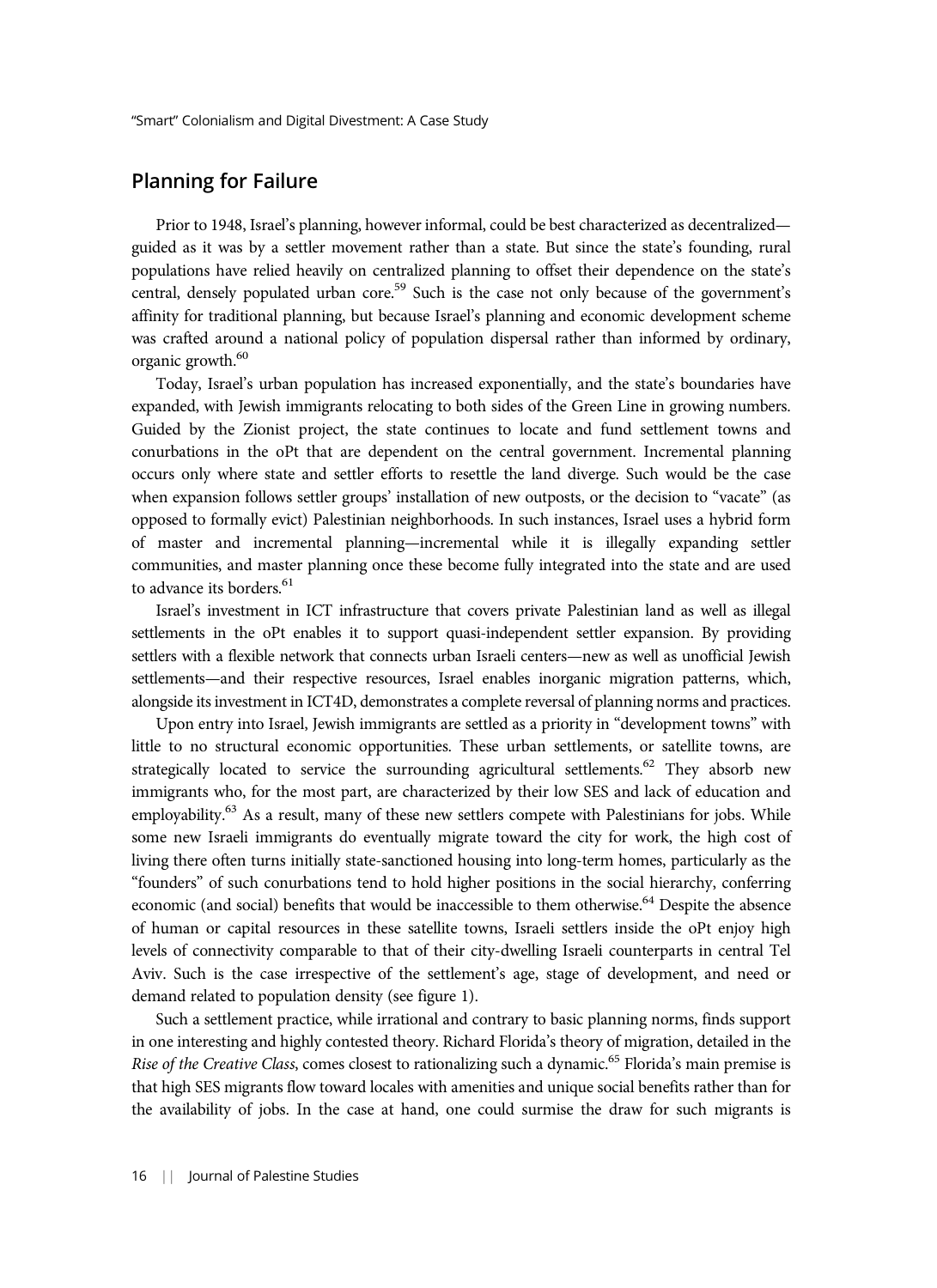## Planning for Failure

Prior to 1948, Israel's planning, however informal, could be best characterized as decentralized—guided as it was by a settler movement rather than a state. But since the state's founding, rural populations have relied heavily on centralized planning to offset their dependence on the state's central, densely populated urban core.[59] Such is the case not only because of the government's affinity for traditional planning, but because Israel's planning and economic development scheme was crafted around a national policy of population dispersal rather than informed by ordinary, organic growth.[60]

Today, Israel's urban population has increased exponentially, and the state's boundaries have expanded, with Jewish immigrants relocating to both sides of the Green Line in growing numbers. Guided by the Zionist project, the state continues to locate and fund settlement towns and conurbations in the oPt that are dependent on the central government. Incremental planning occurs only where state and settler efforts to resettle the land diverge. Such would be the case when expansion follows settler groups' installation of new outposts, or the decision to "vacate" (as opposed to formally evict) Palestinian neighborhoods. In such instances, Israel uses a hybrid form of master and incremental planning—incremental while it is illegally expanding settler communities, and master planning once these become fully integrated into the state and are used to advance its borders.[61]

Israel's investment in ICT infrastructure that covers private Palestinian land as well as illegal settlements in the oPt enables it to support quasi-independent settler expansion. By providing settlers with a flexible network that connects urban Israeli centers—new as well as unofficial Jewish settlements—and their respective resources, Israel enables inorganic migration patterns, which, alongside its investment in ICT4D, demonstrates a complete reversal of planning norms and practices.

Upon entry into Israel, Jewish immigrants are settled as a priority in "development towns" with little to no structural economic opportunities. These urban settlements, or satellite towns, are strategically located to service the surrounding agricultural settlements.[62] They absorb new immigrants who, for the most part, are characterized by their low SES and lack of education and employability.[63] As a result, many of these new settlers compete with Palestinians for jobs. While some new Israeli immigrants do eventually migrate toward the city for work, the high cost of living there often turns initially state-sanctioned housing into long-term homes, particularly as the "founders" of such conurbations tend to hold higher positions in the social hierarchy, conferring economic (and social) benefits that would be inaccessible to them otherwise.[64] Despite the absence of human or capital resources in these satellite towns, Israeli settlers inside the oPt enjoy high levels of connectivity comparable to that of their city-dwelling Israeli counterparts in central Tel Aviv. Such is the case irrespective of the settlement's age, stage of development, and need or demand related to population density (see figure 1).

Such a settlement practice, while irrational and contrary to basic planning norms, finds support in one interesting and highly contested theory. Richard Florida's theory of migration, detailed in the *Rise of the Creative Class*, comes closest to rationalizing such a dynamic.[65] Florida's main premise is that high SES migrants flow toward locales with amenities and unique social benefits rather than for the availability of jobs. In the case at hand, one could surmise the draw for such migrants is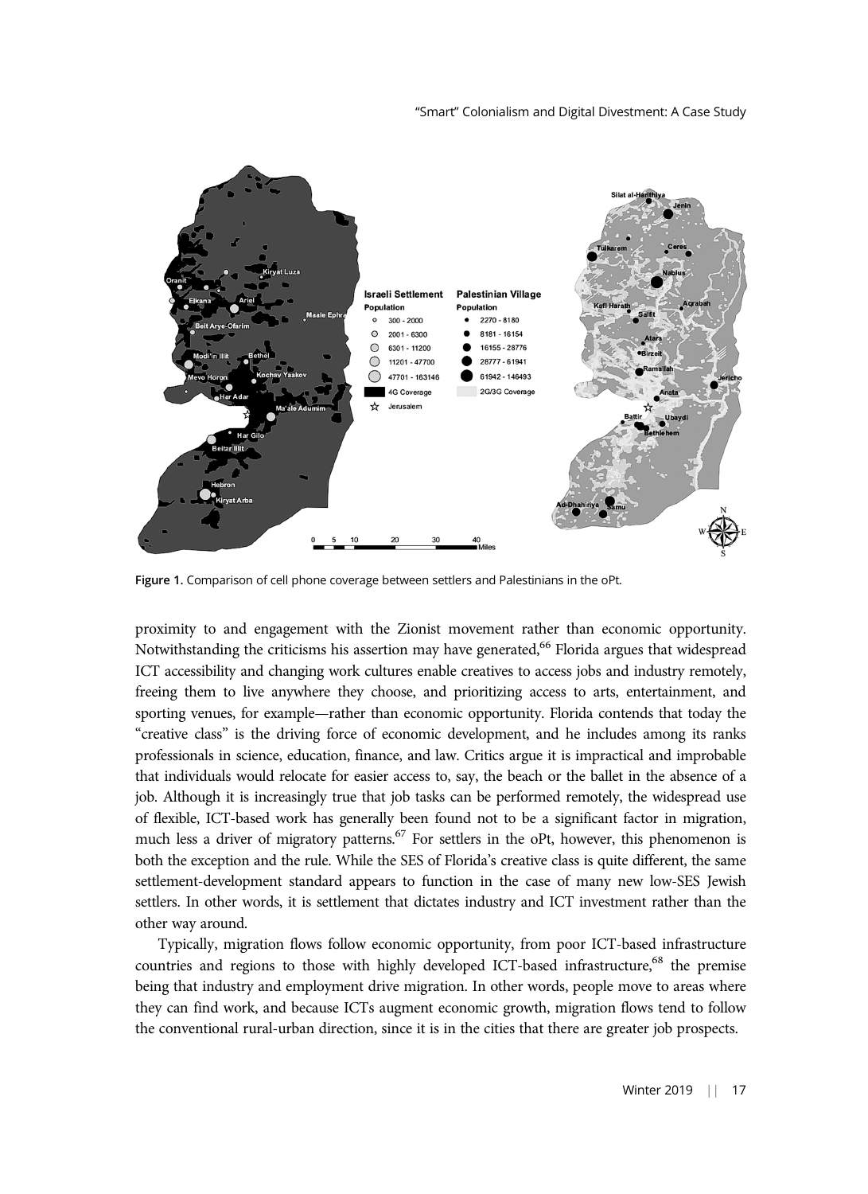Figure 1. Comparison of cell phone coverage between settlers and Palestinians in the oPt.

proximity to and engagement with the Zionist movement rather than economic opportunity. Notwithstanding the criticisms his assertion may have generated,[66] Florida argues that widespread ICT accessibility and changing work cultures enable creatives to access jobs and industry remotely, freeing them to live anywhere they choose, and prioritizing access to arts, entertainment, and sporting venues, for example—rather than economic opportunity. Florida contends that today the "creative class" is the driving force of economic development, and he includes among its ranks professionals in science, education, finance, and law. Critics argue it is impractical and improbable that individuals would relocate for easier access to, say, the beach or the ballet in the absence of a job. Although it is increasingly true that job tasks can be performed remotely, the widespread use of flexible, ICT-based work has generally been found not to be a significant factor in migration, much less a driver of migratory patterns.[67] For settlers in the oPt, however, this phenomenon is both the exception and the rule. While the SES of Florida's creative class is quite different, the same settlement-development standard appears to function in the case of many new low-SES Jewish settlers. In other words, it is settlement that dictates industry and ICT investment rather than the other way around.

Typically, migration flows follow economic opportunity, from poor ICT-based infrastructure countries and regions to those with highly developed ICT-based infrastructure,[68] the premise being that industry and employment drive migration. In other words, people move to areas where they can find work, and because ICTs augment economic growth, migration flows tend to follow the conventional rural-urban direction, since it is in the cities that there are greater job prospects.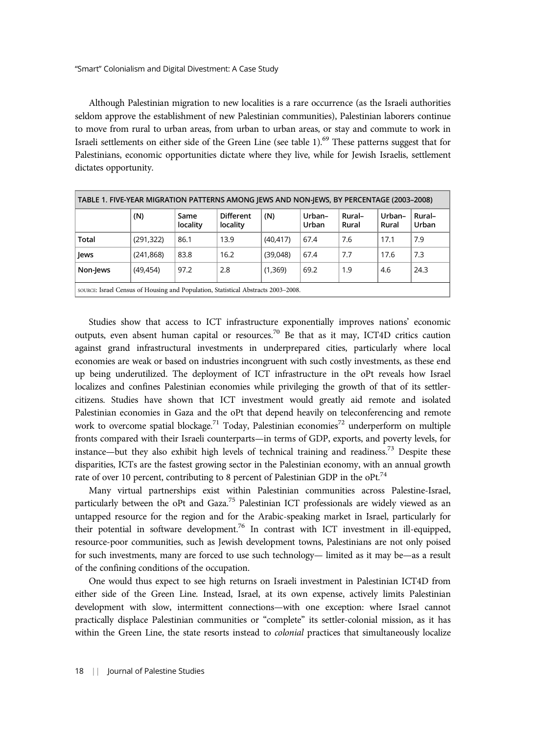Although Palestinian migration to new localities is a rare occurrence (as the Israeli authorities seldom approve the establishment of new Palestinian communities), Palestinian laborers continue to move from rural to urban areas, from urban to urban areas, or stay and commute to work in Israeli settlements on either side of the Green Line (see table 1).[69] These patterns suggest that for Palestinians, economic opportunities dictate where they live, while for Jewish Israelis, settlement dictates opportunity.

| TABLE 1. FIVE-YEAR MIGRATION PATTERNS AMONG JEWS AND NON-JEWS, BY PERCENTAGE (2003–2008) | | | | | | | | |
|---|---|---|---|---|---|---|---|---|
| | (N) | Same locality | Different locality | (N) | Urban–Urban | Rural–Rural | Urban–Rural | Rural–Urban |
| **Total** | (291,322) | 86.1 | 13.9 | (40,417) | 67.4 | 7.6 | 17.1 | 7.9 |
| **Jews** | (241,868) | 83.8 | 16.2 | (39,048) | 67.4 | 7.7 | 17.6 | 7.3 |
| **Non-Jews** | (49,454) | 97.2 | 2.8 | (1,369) | 69.2 | 1.9 | 4.6 | 24.3 |

SOURCE: Israel Census of Housing and Population, Statistical Abstracts 2003–2008.

Studies show that access to ICT infrastructure exponentially improves nations' economic outputs, even absent human capital or resources.[70] Be that as it may, ICT4D critics caution against grand infrastructural investments in underprepared cities, particularly where local economies are weak or based on industries incongruent with such costly investments, as these end up being underutilized. The deployment of ICT infrastructure in the oPt reveals how Israel localizes and confines Palestinian economies while privileging the growth of that of its settler-citizens. Studies have shown that ICT investment would greatly aid remote and isolated Palestinian economies in Gaza and the oPt that depend heavily on teleconferencing and remote work to overcome spatial blockage.[71] Today, Palestinian economies[72] underperform on multiple fronts compared with their Israeli counterparts—in terms of GDP, exports, and poverty levels, for instance—but they also exhibit high levels of technical training and readiness.[73] Despite these disparities, ICTs are the fastest growing sector in the Palestinian economy, with an annual growth rate of over 10 percent, contributing to 8 percent of Palestinian GDP in the oPt.[74]

Many virtual partnerships exist within Palestinian communities across Palestine-Israel, particularly between the oPt and Gaza.[75] Palestinian ICT professionals are widely viewed as an untapped resource for the region and for the Arabic-speaking market in Israel, particularly for their potential in software development.[76] In contrast with ICT investment in ill-equipped, resource-poor communities, such as Jewish development towns, Palestinians are not only poised for such investments, many are forced to use such technology— limited as it may be—as a result of the confining conditions of the occupation.

One would thus expect to see high returns on Israeli investment in Palestinian ICT4D from either side of the Green Line. Instead, Israel, at its own expense, actively limits Palestinian development with slow, intermittent connections—with one exception: where Israel cannot practically displace Palestinian communities or "complete" its settler-colonial mission, as it has within the Green Line, the state resorts instead to *colonial* practices that simultaneously localize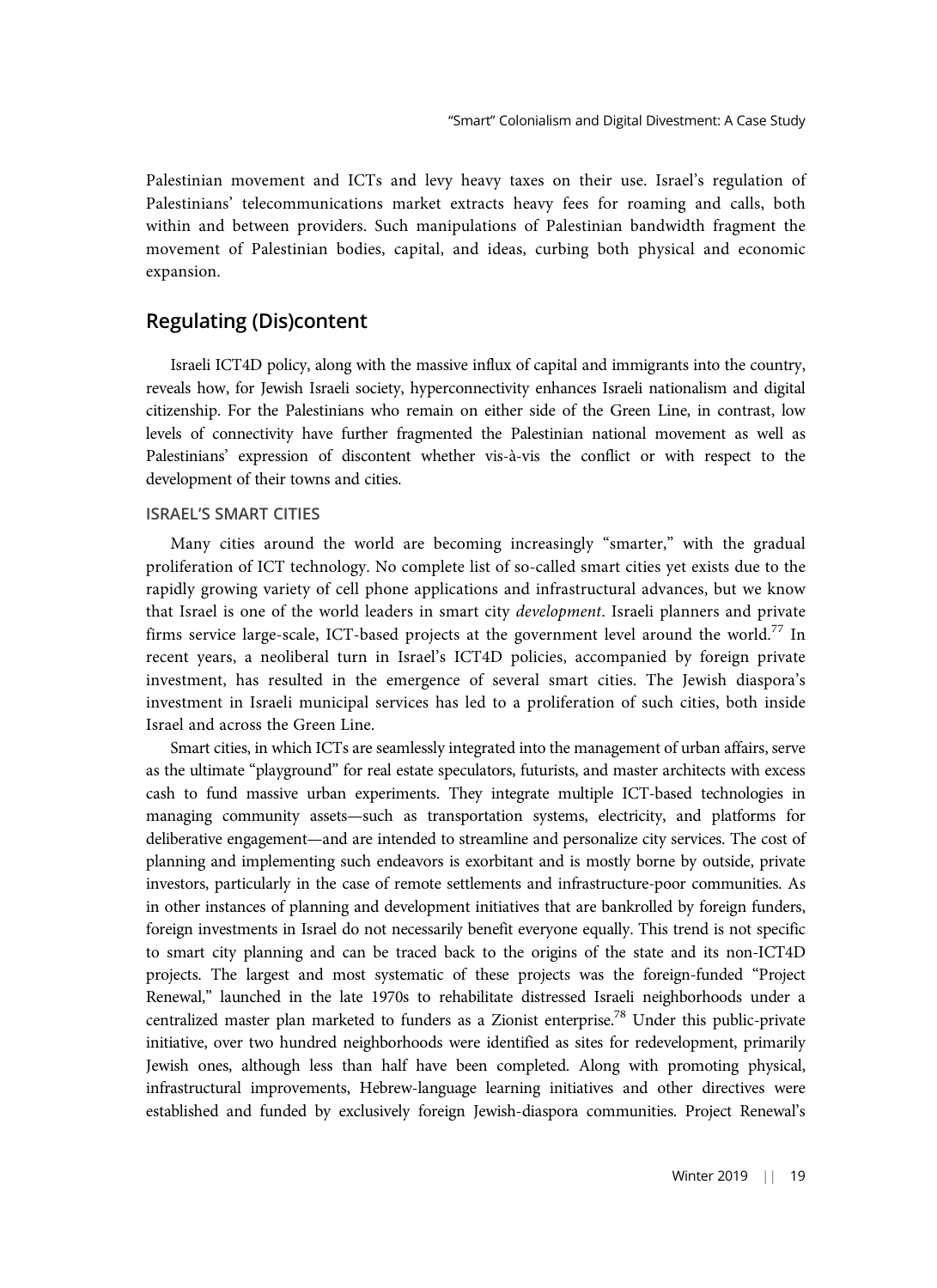Palestinian movement and ICTs and levy heavy taxes on their use. Israel's regulation of Palestinians' telecommunications market extracts heavy fees for roaming and calls, both within and between providers. Such manipulations of Palestinian bandwidth fragment the movement of Palestinian bodies, capital, and ideas, curbing both physical and economic expansion.

## Regulating (Dis)content

Israeli ICT4D policy, along with the massive influx of capital and immigrants into the country, reveals how, for Jewish Israeli society, hyperconnectivity enhances Israeli nationalism and digital citizenship. For the Palestinians who remain on either side of the Green Line, in contrast, low levels of connectivity have further fragmented the Palestinian national movement as well as Palestinians' expression of discontent whether vis-à-vis the conflict or with respect to the development of their towns and cities.

### ISRAEL'S SMART CITIES

Many cities around the world are becoming increasingly "smarter," with the gradual proliferation of ICT technology. No complete list of so-called smart cities yet exists due to the rapidly growing variety of cell phone applications and infrastructural advances, but we know that Israel is one of the world leaders in smart city *development*. Israeli planners and private firms service large-scale, ICT-based projects at the government level around the world.[77] In recent years, a neoliberal turn in Israel's ICT4D policies, accompanied by foreign private investment, has resulted in the emergence of several smart cities. The Jewish diaspora's investment in Israeli municipal services has led to a proliferation of such cities, both inside Israel and across the Green Line.

Smart cities, in which ICTs are seamlessly integrated into the management of urban affairs, serve as the ultimate "playground" for real estate speculators, futurists, and master architects with excess cash to fund massive urban experiments. They integrate multiple ICT-based technologies in managing community assets—such as transportation systems, electricity, and platforms for deliberative engagement—and are intended to streamline and personalize city services. The cost of planning and implementing such endeavors is exorbitant and is mostly borne by outside, private investors, particularly in the case of remote settlements and infrastructure-poor communities. As in other instances of planning and development initiatives that are bankrolled by foreign funders, foreign investments in Israel do not necessarily benefit everyone equally. This trend is not specific to smart city planning and can be traced back to the origins of the state and its non-ICT4D projects. The largest and most systematic of these projects was the foreign-funded "Project Renewal," launched in the late 1970s to rehabilitate distressed Israeli neighborhoods under a centralized master plan marketed to funders as a Zionist enterprise.[78] Under this public-private initiative, over two hundred neighborhoods were identified as sites for redevelopment, primarily Jewish ones, although less than half have been completed. Along with promoting physical, infrastructural improvements, Hebrew-language learning initiatives and other directives were established and funded by exclusively foreign Jewish-diaspora communities. Project Renewal's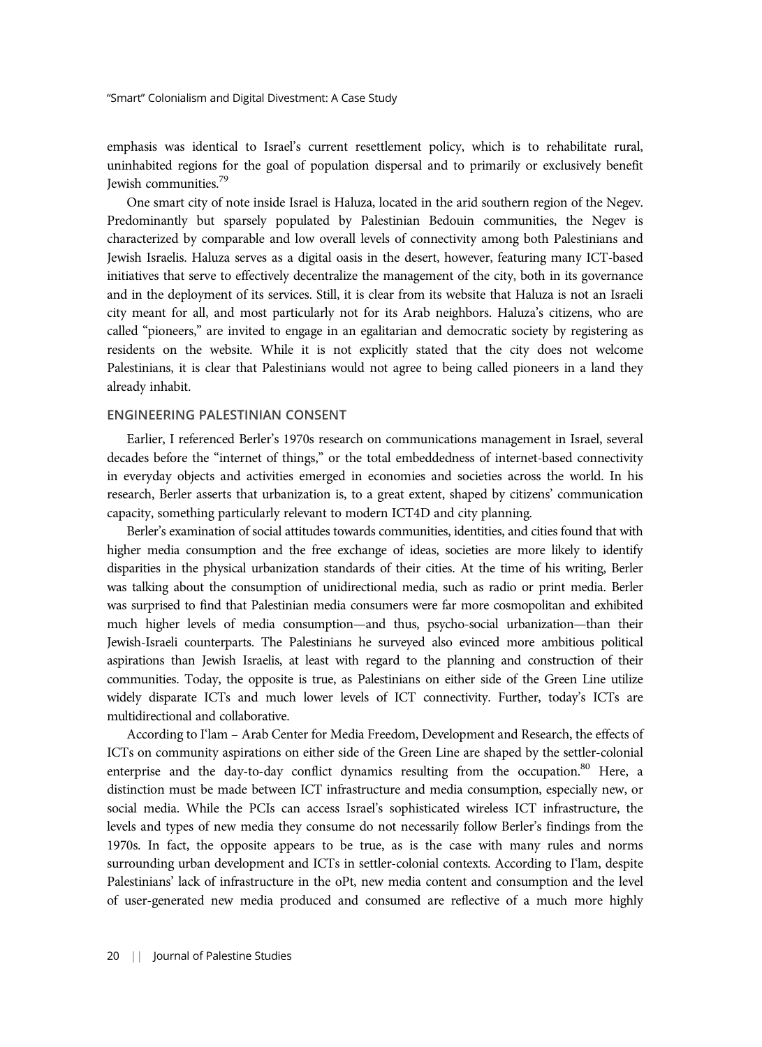emphasis was identical to Israel's current resettlement policy, which is to rehabilitate rural, uninhabited regions for the goal of population dispersal and to primarily or exclusively benefit Jewish communities.[79]

One smart city of note inside Israel is Haluza, located in the arid southern region of the Negev. Predominantly but sparsely populated by Palestinian Bedouin communities, the Negev is characterized by comparable and low overall levels of connectivity among both Palestinians and Jewish Israelis. Haluza serves as a digital oasis in the desert, however, featuring many ICT-based initiatives that serve to effectively decentralize the management of the city, both in its governance and in the deployment of its services. Still, it is clear from its website that Haluza is not an Israeli city meant for all, and most particularly not for its Arab neighbors. Haluza's citizens, who are called "pioneers," are invited to engage in an egalitarian and democratic society by registering as residents on the website. While it is not explicitly stated that the city does not welcome Palestinians, it is clear that Palestinians would not agree to being called pioneers in a land they already inhabit.

## ENGINEERING PALESTINIAN CONSENT

Earlier, I referenced Berler's 1970s research on communications management in Israel, several decades before the "internet of things," or the total embeddedness of internet-based connectivity in everyday objects and activities emerged in economies and societies across the world. In his research, Berler asserts that urbanization is, to a great extent, shaped by citizens' communication capacity, something particularly relevant to modern ICT4D and city planning.

Berler's examination of social attitudes towards communities, identities, and cities found that with higher media consumption and the free exchange of ideas, societies are more likely to identify disparities in the physical urbanization standards of their cities. At the time of his writing, Berler was talking about the consumption of unidirectional media, such as radio or print media. Berler was surprised to find that Palestinian media consumers were far more cosmopolitan and exhibited much higher levels of media consumption—and thus, psycho-social urbanization—than their Jewish-Israeli counterparts. The Palestinians he surveyed also evinced more ambitious political aspirations than Jewish Israelis, at least with regard to the planning and construction of their communities. Today, the opposite is true, as Palestinians on either side of the Green Line utilize widely disparate ICTs and much lower levels of ICT connectivity. Further, today's ICTs are multidirectional and collaborative.

According to I'lam – Arab Center for Media Freedom, Development and Research, the effects of ICTs on community aspirations on either side of the Green Line are shaped by the settler-colonial enterprise and the day-to-day conflict dynamics resulting from the occupation.[80] Here, a distinction must be made between ICT infrastructure and media consumption, especially new, or social media. While the PCIs can access Israel's sophisticated wireless ICT infrastructure, the levels and types of new media they consume do not necessarily follow Berler's findings from the 1970s. In fact, the opposite appears to be true, as is the case with many rules and norms surrounding urban development and ICTs in settler-colonial contexts. According to I'lam, despite Palestinians' lack of infrastructure in the oPt, new media content and consumption and the level of user-generated new media produced and consumed are reflective of a much more highly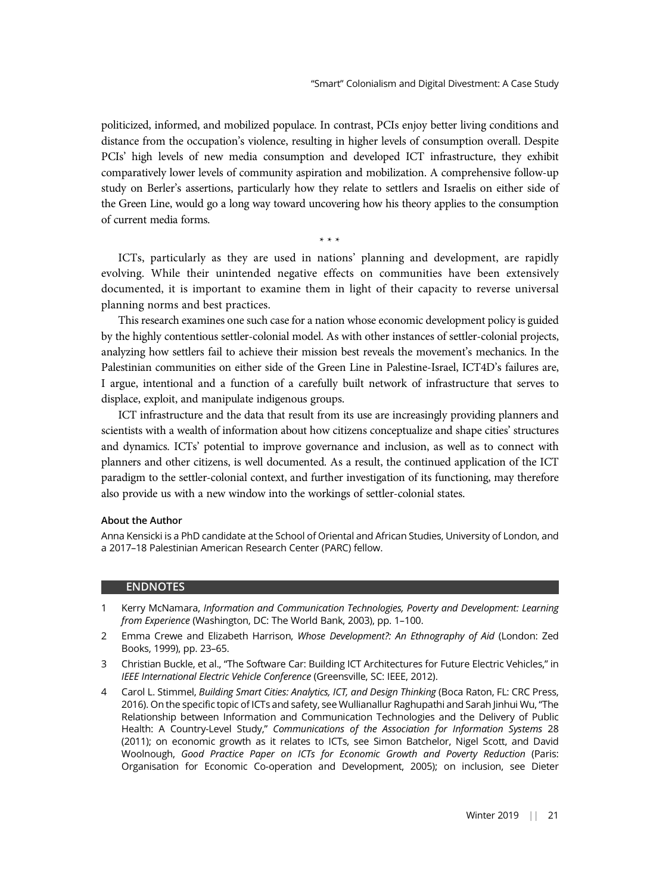politicized, informed, and mobilized populace. In contrast, PCIs enjoy better living conditions and distance from the occupation's violence, resulting in higher levels of consumption overall. Despite PCIs' high levels of new media consumption and developed ICT infrastructure, they exhibit comparatively lower levels of community aspiration and mobilization. A comprehensive follow-up study on Berler's assertions, particularly how they relate to settlers and Israelis on either side of the Green Line, would go a long way toward uncovering how his theory applies to the consumption of current media forms.

\* \* \*

ICTs, particularly as they are used in nations' planning and development, are rapidly evolving. While their unintended negative effects on communities have been extensively documented, it is important to examine them in light of their capacity to reverse universal planning norms and best practices.

This research examines one such case for a nation whose economic development policy is guided by the highly contentious settler-colonial model. As with other instances of settler-colonial projects, analyzing how settlers fail to achieve their mission best reveals the movement's mechanics. In the Palestinian communities on either side of the Green Line in Palestine-Israel, ICT4D's failures are, I argue, intentional and a function of a carefully built network of infrastructure that serves to displace, exploit, and manipulate indigenous groups.

ICT infrastructure and the data that result from its use are increasingly providing planners and scientists with a wealth of information about how citizens conceptualize and shape cities' structures and dynamics. ICTs' potential to improve governance and inclusion, as well as to connect with planners and other citizens, is well documented. As a result, the continued application of the ICT paradigm to the settler-colonial context, and further investigation of its functioning, may therefore also provide us with a new window into the workings of settler-colonial states.

#### About the Author

Anna Kensicki is a PhD candidate at the School of Oriental and African Studies, University of London, and a 2017–18 Palestinian American Research Center (PARC) fellow.

## ENDNOTES

1 Kerry McNamara, *Information and Communication Technologies, Poverty and Development: Learning from Experience* (Washington, DC: The World Bank, 2003), pp. 1–100.

2 Emma Crewe and Elizabeth Harrison, *Whose Development?: An Ethnography of Aid* (London: Zed Books, 1999), pp. 23–65.

3 Christian Buckle, et al., "The Software Car: Building ICT Architectures for Future Electric Vehicles," in *IEEE International Electric Vehicle Conference* (Greensville, SC: IEEE, 2012).

4 Carol L. Stimmel, *Building Smart Cities: Analytics, ICT, and Design Thinking* (Boca Raton, FL: CRC Press, 2016). On the specific topic of ICTs and safety, see Wullianallur Raghupathi and Sarah Jinhui Wu, "The Relationship between Information and Communication Technologies and the Delivery of Public Health: A Country-Level Study," *Communications of the Association for Information Systems* 28 (2011); on economic growth as it relates to ICTs, see Simon Batchelor, Nigel Scott, and David Woolnough, *Good Practice Paper on ICTs for Economic Growth and Poverty Reduction* (Paris: Organisation for Economic Co-operation and Development, 2005); on inclusion, see Dieter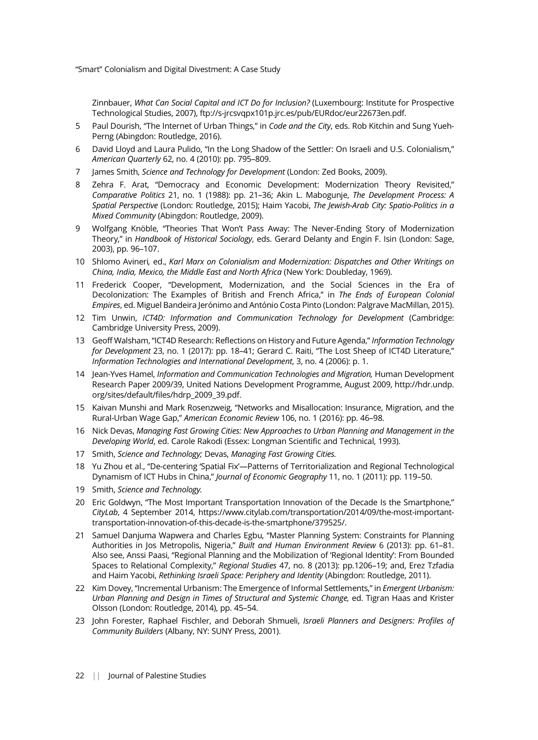Zinnbauer, *What Can Social Capital and ICT Do for Inclusion?* (Luxembourg: Institute for Prospective Technological Studies, 2007), ftp://s-jrcsvqpx101p.jrc.es/pub/EURdoc/eur22673en.pdf.

5 Paul Dourish, "The Internet of Urban Things," in *Code and the City*, eds. Rob Kitchin and Sung Yueh-Perng (Abingdon: Routledge, 2016).

6 David Lloyd and Laura Pulido, "In the Long Shadow of the Settler: On Israeli and U.S. Colonialism," *American Quarterly* 62, no. 4 (2010): pp. 795–809.

7 James Smith, *Science and Technology for Development* (London: Zed Books, 2009).

8 Zehra F. Arat, "Democracy and Economic Development: Modernization Theory Revisited," *Comparative Politics* 21, no. 1 (1988): pp. 21–36; Akin L. Mabogunje, *The Development Process: A Spatial Perspective* (London: Routledge, 2015); Haim Yacobi, *The Jewish-Arab City: Spatio-Politics in a Mixed Community* (Abingdon: Routledge, 2009).

9 Wolfgang Knöble, "Theories That Won't Pass Away: The Never-Ending Story of Modernization Theory," in *Handbook of Historical Sociology*, eds. Gerard Delanty and Engin F. Isin (London: Sage, 2003), pp. 96–107.

10 Shlomo Avineri, ed., *Karl Marx on Colonialism and Modernization: Dispatches and Other Writings on China, India, Mexico, the Middle East and North Africa* (New York: Doubleday, 1969).

11 Frederick Cooper, "Development, Modernization, and the Social Sciences in the Era of Decolonization: The Examples of British and French Africa," in *The Ends of European Colonial Empires*, ed. Miguel Bandeira Jerónimo and António Costa Pinto (London: Palgrave MacMillan, 2015).

12 Tim Unwin, *ICT4D: Information and Communication Technology for Development* (Cambridge: Cambridge University Press, 2009).

13 Geoff Walsham, "ICT4D Research: Reflections on History and Future Agenda," *Information Technology for Development* 23, no. 1 (2017): pp. 18–41; Gerard C. Raiti, "The Lost Sheep of ICT4D Literature," *Information Technologies and International Development*, 3, no. 4 (2006): p. 1.

14 Jean-Yves Hamel, *Information and Communication Technologies and Migration,* Human Development Research Paper 2009/39, United Nations Development Programme, August 2009, http://hdr.undp.org/sites/default/files/hdrp_2009_39.pdf.

15 Kaivan Munshi and Mark Rosenzweig, "Networks and Misallocation: Insurance, Migration, and the Rural-Urban Wage Gap," *American Economic Review* 106, no. 1 (2016): pp. 46–98.

16 Nick Devas, *Managing Fast Growing Cities: New Approaches to Urban Planning and Management in the Developing World*, ed. Carole Rakodi (Essex: Longman Scientific and Technical, 1993).

17 Smith, *Science and Technology;* Devas, *Managing Fast Growing Cities.*

18 Yu Zhou et al., "De-centering 'Spatial Fix'—Patterns of Territorialization and Regional Technological Dynamism of ICT Hubs in China," *Journal of Economic Geography* 11, no. 1 (2011): pp. 119–50.

19 Smith, *Science and Technology.*

20 Eric Goldwyn, "The Most Important Transportation Innovation of the Decade Is the Smartphone," *CityLab*, 4 September 2014, https://www.citylab.com/transportation/2014/09/the-most-important-transportation-innovation-of-this-decade-is-the-smartphone/379525/.

21 Samuel Danjuma Wapwera and Charles Egbu, "Master Planning System: Constraints for Planning Authorities in Jos Metropolis, Nigeria," *Built and Human Environment Review* 6 (2013): pp. 61–81. Also see, Anssi Paasi, "Regional Planning and the Mobilization of 'Regional Identity': From Bounded Spaces to Relational Complexity," *Regional Studies* 47, no. 8 (2013): pp.1206–19; and, Erez Tzfadia and Haim Yacobi, *Rethinking Israeli Space: Periphery and Identity* (Abingdon: Routledge, 2011).

22 Kim Dovey, "Incremental Urbanism: The Emergence of Informal Settlements," in *Emergent Urbanism: Urban Planning and Design in Times of Structural and Systemic Change,* ed. Tigran Haas and Krister Olsson (London: Routledge, 2014), pp. 45–54.

23 John Forester, Raphael Fischler, and Deborah Shmueli, *Israeli Planners and Designers: Profiles of Community Builders* (Albany, NY: SUNY Press, 2001).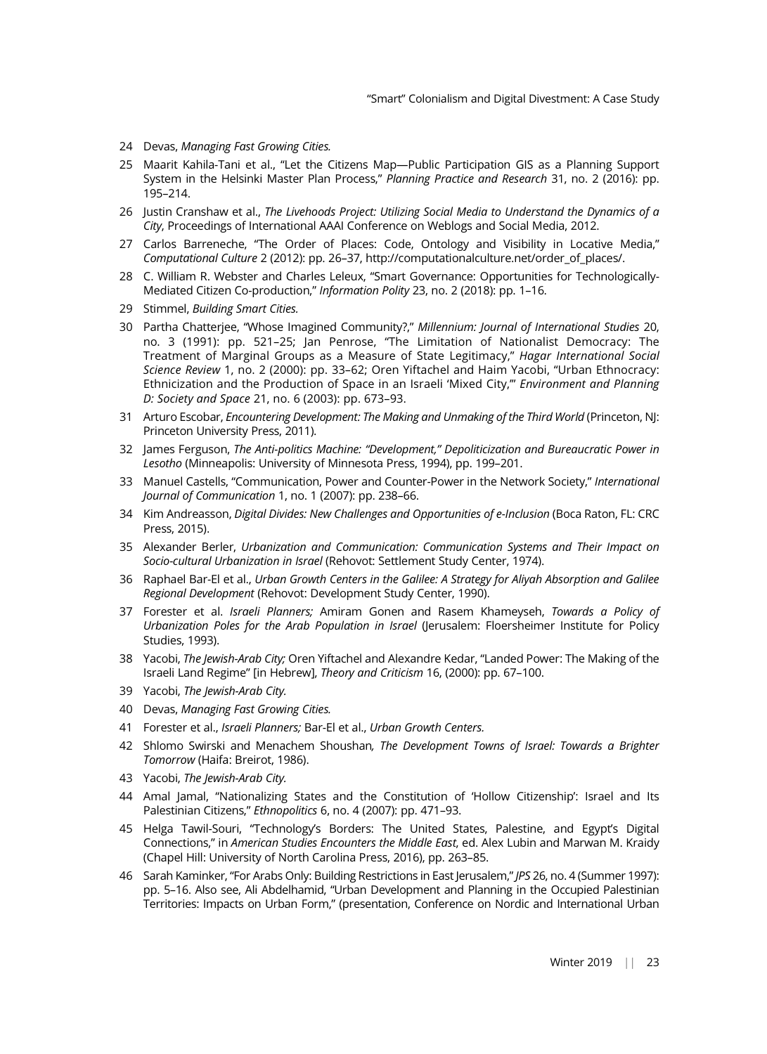24 Devas, *Managing Fast Growing Cities.*

25 Maarit Kahila-Tani et al., "Let the Citizens Map—Public Participation GIS as a Planning Support System in the Helsinki Master Plan Process," *Planning Practice and Research* 31, no. 2 (2016): pp. 195–214.

26 Justin Cranshaw et al., *The Livehoods Project: Utilizing Social Media to Understand the Dynamics of a City*, Proceedings of International AAAI Conference on Weblogs and Social Media, 2012.

27 Carlos Barreneche, "The Order of Places: Code, Ontology and Visibility in Locative Media," *Computational Culture* 2 (2012): pp. 26–37, http://computationalculture.net/order_of_places/.

28 C. William R. Webster and Charles Leleux, "Smart Governance: Opportunities for Technologically-Mediated Citizen Co-production," *Information Polity* 23, no. 2 (2018): pp. 1–16.

29 Stimmel, *Building Smart Cities.*

30 Partha Chatterjee, "Whose Imagined Community?," *Millennium: Journal of International Studies* 20, no. 3 (1991): pp. 521–25; Jan Penrose, "The Limitation of Nationalist Democracy: The Treatment of Marginal Groups as a Measure of State Legitimacy," *Hagar International Social Science Review* 1, no. 2 (2000): pp. 33–62; Oren Yiftachel and Haim Yacobi, "Urban Ethnocracy: Ethnicization and the Production of Space in an Israeli 'Mixed City,'" *Environment and Planning D: Society and Space* 21, no. 6 (2003): pp. 673–93.

31 Arturo Escobar, *Encountering Development: The Making and Unmaking of the Third World* (Princeton, NJ: Princeton University Press, 2011).

32 James Ferguson, *The Anti-politics Machine: "Development," Depoliticization and Bureaucratic Power in Lesotho* (Minneapolis: University of Minnesota Press, 1994), pp. 199–201.

33 Manuel Castells, "Communication, Power and Counter-Power in the Network Society," *International Journal of Communication* 1, no. 1 (2007): pp. 238–66.

34 Kim Andreasson, *Digital Divides: New Challenges and Opportunities of e-Inclusion* (Boca Raton, FL: CRC Press, 2015).

35 Alexander Berler, *Urbanization and Communication: Communication Systems and Their Impact on Socio-cultural Urbanization in Israel* (Rehovot: Settlement Study Center, 1974).

36 Raphael Bar-El et al., *Urban Growth Centers in the Galilee: A Strategy for Aliyah Absorption and Galilee Regional Development* (Rehovot: Development Study Center, 1990).

37 Forester et al. *Israeli Planners;* Amiram Gonen and Rasem Khameyseh, *Towards a Policy of Urbanization Poles for the Arab Population in Israel* (Jerusalem: Floersheimer Institute for Policy Studies, 1993).

38 Yacobi, *The Jewish-Arab City;* Oren Yiftachel and Alexandre Kedar, "Landed Power: The Making of the Israeli Land Regime" [in Hebrew], *Theory and Criticism* 16, (2000): pp. 67–100.

39 Yacobi, *The Jewish-Arab City.*

40 Devas, *Managing Fast Growing Cities.*

41 Forester et al., *Israeli Planners;* Bar-El et al., *Urban Growth Centers.*

42 Shlomo Swirski and Menachem Shoushan*, The Development Towns of Israel: Towards a Brighter Tomorrow* (Haifa: Breirot, 1986).

43 Yacobi, *The Jewish-Arab City.*

44 Amal Jamal, "Nationalizing States and the Constitution of 'Hollow Citizenship': Israel and Its Palestinian Citizens," *Ethnopolitics* 6, no. 4 (2007): pp. 471–93.

45 Helga Tawil-Souri, "Technology's Borders: The United States, Palestine, and Egypt's Digital Connections," in *American Studies Encounters the Middle East*, ed. Alex Lubin and Marwan M. Kraidy (Chapel Hill: University of North Carolina Press, 2016), pp. 263–85.

46 Sarah Kaminker, "For Arabs Only: Building Restrictions in East Jerusalem," *JPS* 26, no. 4 (Summer 1997): pp. 5–16. Also see, Ali Abdelhamid, "Urban Development and Planning in the Occupied Palestinian Territories: Impacts on Urban Form," (presentation, Conference on Nordic and International Urban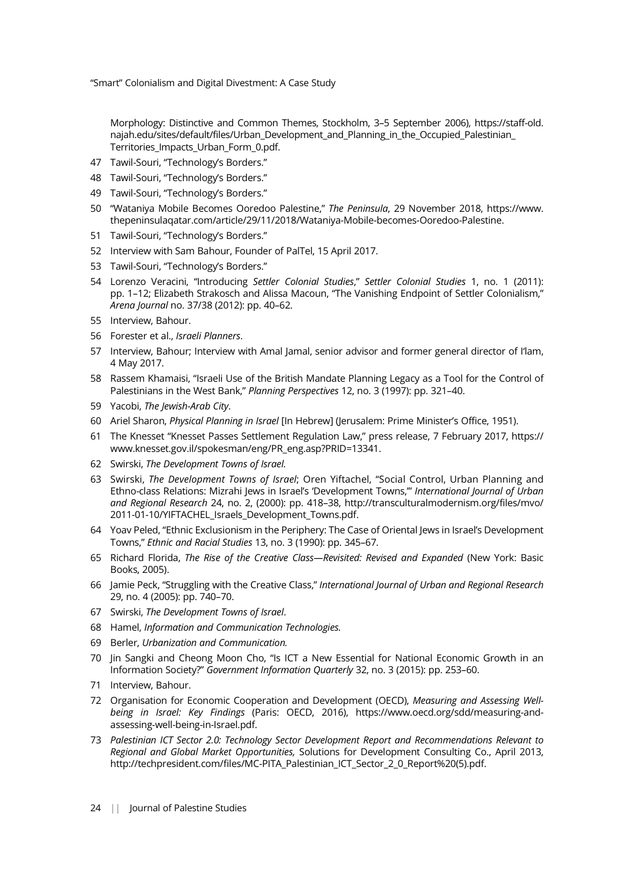Morphology: Distinctive and Common Themes, Stockholm, 3–5 September 2006), https://staff-old.najah.edu/sites/default/files/Urban_Development_and_Planning_in_the_Occupied_Palestinian_Territories_Impacts_Urban_Form_0.pdf.

47 Tawil-Souri, "Technology's Borders."

48 Tawil-Souri, "Technology's Borders."

49 Tawil-Souri, "Technology's Borders."

50 "Wataniya Mobile Becomes Ooredoo Palestine," *The Peninsula*, 29 November 2018, https://www.thepeninsulaqatar.com/article/29/11/2018/Wataniya-Mobile-becomes-Ooredoo-Palestine.

51 Tawil-Souri, "Technology's Borders."

52 Interview with Sam Bahour, Founder of PalTel, 15 April 2017.

53 Tawil-Souri, "Technology's Borders."

54 Lorenzo Veracini, "Introducing *Settler Colonial Studies*," *Settler Colonial Studies* 1, no. 1 (2011): pp. 1–12; Elizabeth Strakosch and Alissa Macoun, "The Vanishing Endpoint of Settler Colonialism," *Arena Journal* no. 37/38 (2012): pp. 40–62.

55 Interview, Bahour.

56 Forester et al., *Israeli Planners*.

57 Interview, Bahour; Interview with Amal Jamal, senior advisor and former general director of I'lam, 4 May 2017.

58 Rassem Khamaisi, "Israeli Use of the British Mandate Planning Legacy as a Tool for the Control of Palestinians in the West Bank," *Planning Perspectives* 12, no. 3 (1997): pp. 321–40.

59 Yacobi, *The Jewish-Arab City*.

60 Ariel Sharon, *Physical Planning in Israel* [In Hebrew] (Jerusalem: Prime Minister's Office, 1951).

61 The Knesset "Knesset Passes Settlement Regulation Law," press release, 7 February 2017, https://www.knesset.gov.il/spokesman/eng/PR_eng.asp?PRID=13341.

62 Swirski, *The Development Towns of Israel.*

63 Swirski, *The Development Towns of Israel*; Oren Yiftachel, "Social Control, Urban Planning and Ethno-class Relations: Mizrahi Jews in Israel's 'Development Towns,'" *International Journal of Urban and Regional Research* 24, no. 2, (2000): pp. 418–38, http://transculturalmodernism.org/files/mvo/2011-01-10/YIFTACHEL_Israels_Development_Towns.pdf.

64 Yoav Peled, "Ethnic Exclusionism in the Periphery: The Case of Oriental Jews in Israel's Development Towns," *Ethnic and Racial Studies* 13, no. 3 (1990): pp. 345–67.

65 Richard Florida, *The Rise of the Creative Class—Revisited: Revised and Expanded* (New York: Basic Books, 2005).

66 Jamie Peck, "Struggling with the Creative Class," *International Journal of Urban and Regional Research* 29, no. 4 (2005): pp. 740–70.

67 Swirski, *The Development Towns of Israel*.

68 Hamel, *Information and Communication Technologies.*

69 Berler, *Urbanization and Communication.*

70 Jin Sangki and Cheong Moon Cho, "Is ICT a New Essential for National Economic Growth in an Information Society?" *Government Information Quarterly* 32, no. 3 (2015): pp. 253–60.

71 Interview, Bahour.

72 Organisation for Economic Cooperation and Development (OECD), *Measuring and Assessing Well-being in Israel: Key Findings* (Paris: OECD, 2016), https://www.oecd.org/sdd/measuring-and-assessing-well-being-in-Israel.pdf.

73 *Palestinian ICT Sector 2.0: Technology Sector Development Report and Recommendations Relevant to Regional and Global Market Opportunities,* Solutions for Development Consulting Co., April 2013, http://techpresident.com/files/MC-PITA_Palestinian_ICT_Sector_2_0_Report%20(5).pdf.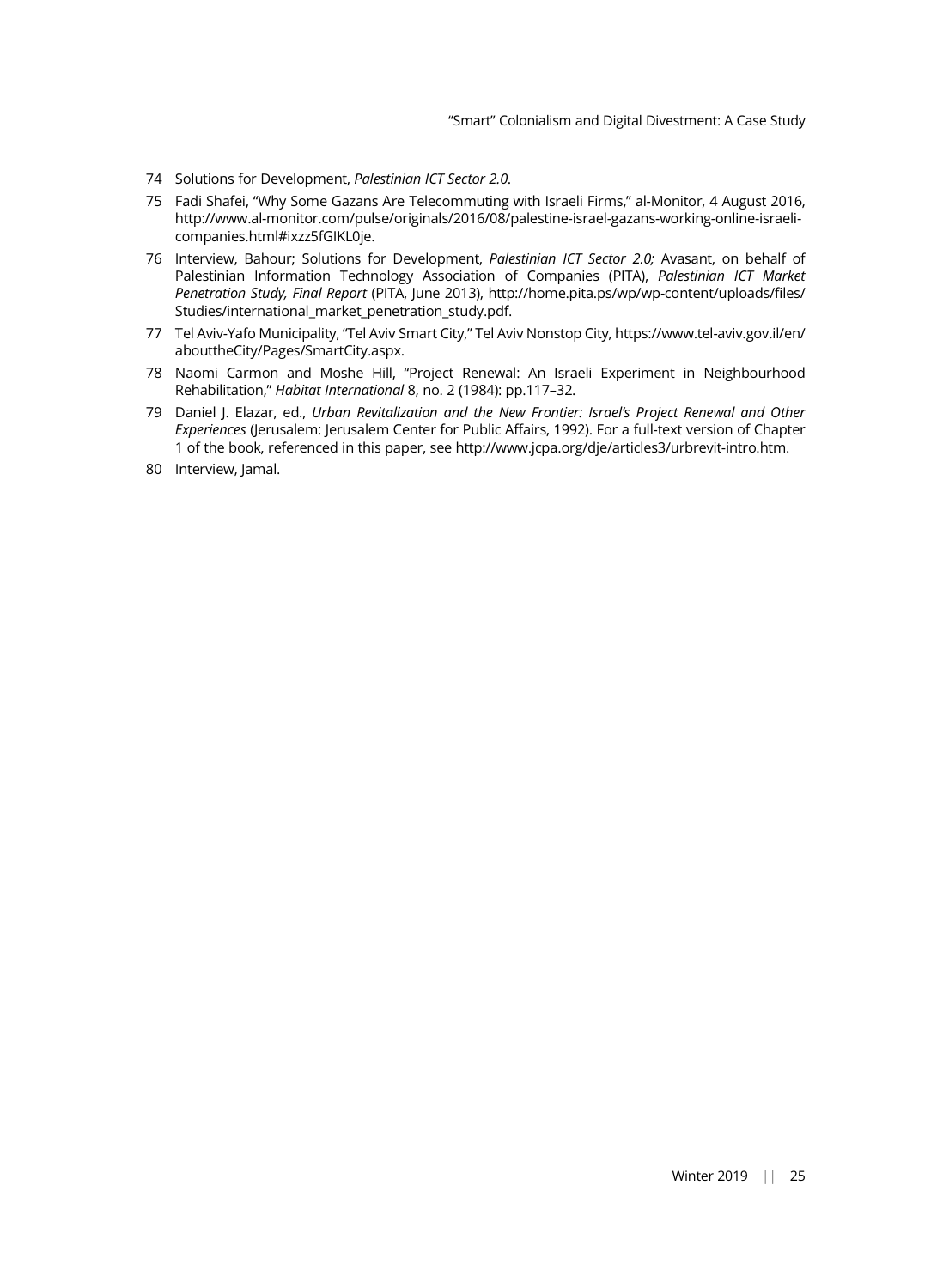74 Solutions for Development, *Palestinian ICT Sector 2.0*.

75 Fadi Shafei, "Why Some Gazans Are Telecommuting with Israeli Firms," al-Monitor, 4 August 2016, http://www.al-monitor.com/pulse/originals/2016/08/palestine-israel-gazans-working-online-israeli-companies.html#ixzz5fGIKL0je.

76 Interview, Bahour; Solutions for Development, *Palestinian ICT Sector 2.0;* Avasant, on behalf of Palestinian Information Technology Association of Companies (PITA), *Palestinian ICT Market Penetration Study, Final Report* (PITA, June 2013), http://home.pita.ps/wp/wp-content/uploads/files/Studies/international_market_penetration_study.pdf.

77 Tel Aviv-Yafo Municipality, "Tel Aviv Smart City," Tel Aviv Nonstop City, https://www.tel-aviv.gov.il/en/abouttheCity/Pages/SmartCity.aspx.

78 Naomi Carmon and Moshe Hill, "Project Renewal: An Israeli Experiment in Neighbourhood Rehabilitation," *Habitat International* 8, no. 2 (1984): pp.117–32.

79 Daniel J. Elazar, ed., *Urban Revitalization and the New Frontier: Israel's Project Renewal and Other Experiences* (Jerusalem: Jerusalem Center for Public Affairs, 1992). For a full-text version of Chapter 1 of the book, referenced in this paper, see http://www.jcpa.org/dje/articles3/urbrevit-intro.htm.

80 Interview, Jamal.